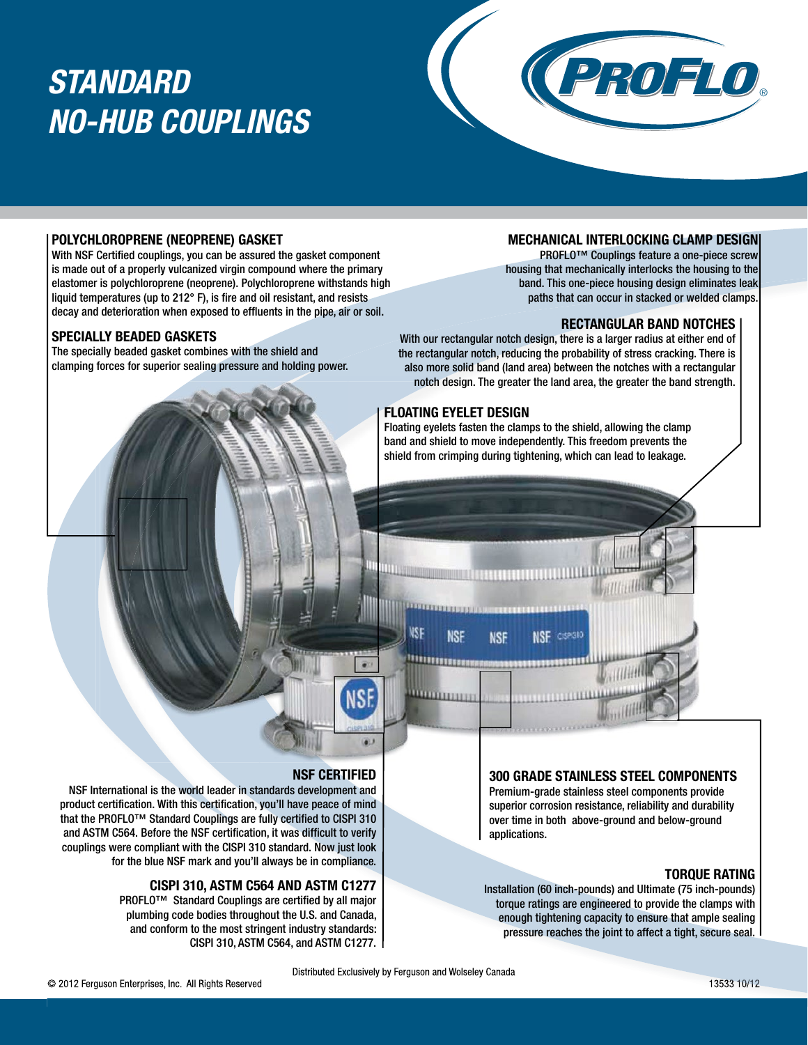# STANDARD NO-HUB COUPLINGS

PROFLO®

### POLYCHLOROPRENE (NEOPRENE) GASKET

With NSF Certified couplings, you can be assured the gasket component is made out of a properly vulcanized virgin compound where the primary elastomer is polychloroprene (neoprene). Polychloroprene withstands high liquid temperatures (up to 212° F), is fire and oil resistant, and resists decay and deterioration when exposed to effluents in the pipe, air or soil.

### SPECIALLY BEADED GASKETS

The specially beaded gasket combines with the shield and clamping forces for superior sealing pressure and holding power.

### MECHANICAL INTERLOCKING CLAMP DESIGN

PROFLO™ Couplings feature a one-piece screw housing that mechanically interlocks the housing to the band. This one-piece housing design eliminates leak paths that can occur in stacked or welded clamps.

### RECTANGULAR BAND NOTCHES

With our rectangular notch design, there is a larger radius at either end of the rectangular notch, reducing the probability of stress cracking. There is also more solid band (land area) between the notches with a rectangular notch design. The greater the land area, the greater the band strength.

### FLOATING EYELET DESIGN

Floating eyelets fasten the clamps to the shield, allowing the clamp band and shield to move independently. This freedom prevents the shield from crimping during tightening, which can lead to leakage.

### NSF CERTIFIED

NSF International is the world leader in standards development and product certification. With this certification, you'll have peace of mind that the PROFLO™ Standard Couplings are fully certified to CISPI 310 and ASTM C564. Before the NSF certification, it was difficult to verify couplings were compliant with the CISPI 310 standard. Now just look for the blue NSF mark and you'll always be in compliance.

### CISPI 310, ASTM C564 AND ASTM C1277

PROFLO™ Standard Couplings are certified by all major plumbing code bodies throughout the U.S. and Canada, and conform to the most stringent industry standards: CISPI 310, ASTM C564, and ASTM C1277.

### 300 GRADE STAINLESS STEEL COMPONENTS

Premium-grade stainless steel components provide superior corrosion resistance, reliability and durability over time in both above-ground and below-ground applications.

### TORQUE RATING

Installation (60 inch-pounds) and Ultimate (75 inch-pounds) torque ratings are engineered to provide the clamps with enough tightening capacity to ensure that ample sealing pressure reaches the joint to affect a tight, secure seal.

Distributed Exclusively by Ferguson and Wolseley Canada

© 2012 Ferguson Enterprises, Inc. All Rights Reserved

13533 10/12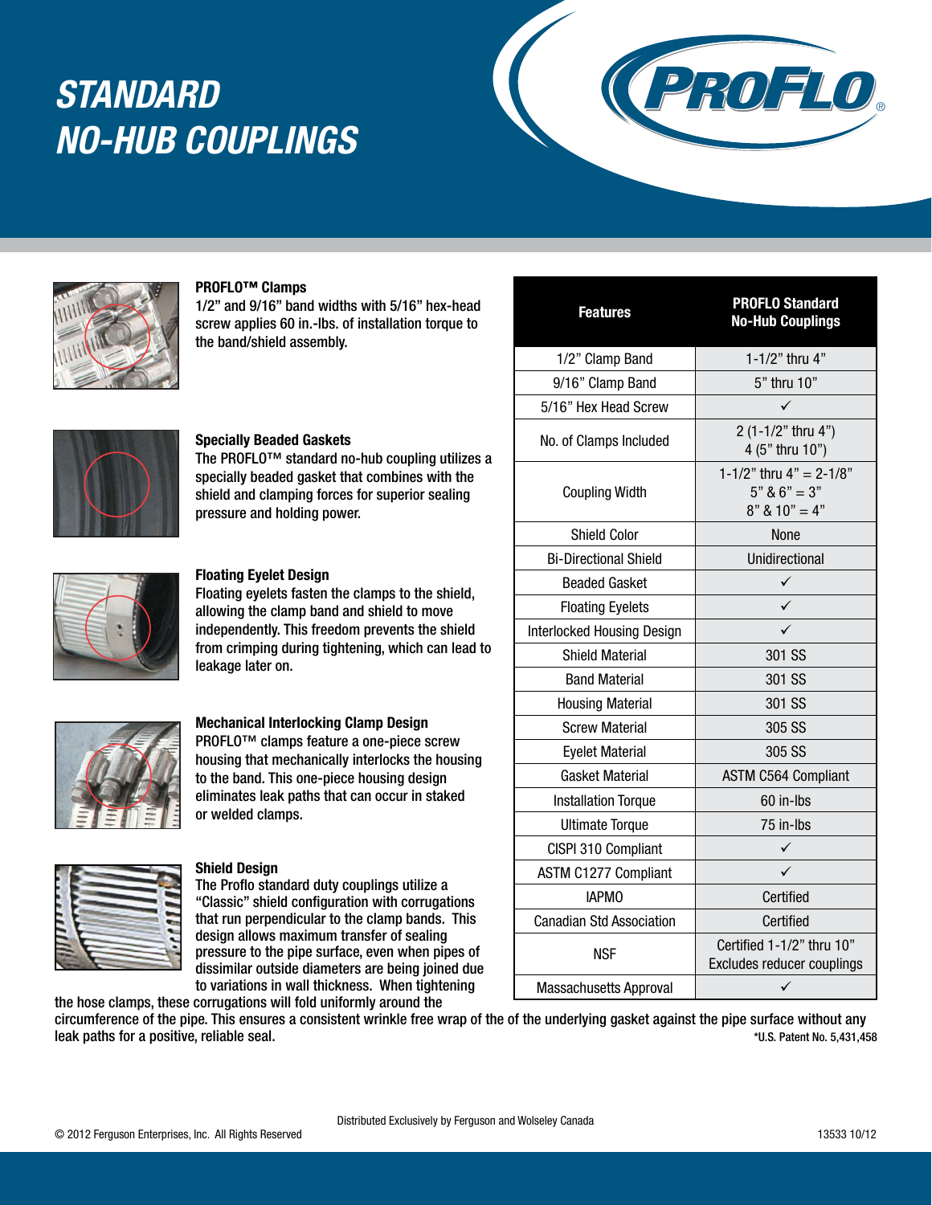# STANDARD NO-HUB COUPLINGS

PROFLO®

**PROFLO™ Clamps**
1/2" and 9/16" band widths with 5/16" hex-head screw applies 60 in.-lbs. of installation torque to the band/shield assembly.

**Specially Beaded Gaskets**
The PROFLO™ standard no-hub coupling utilizes a specially beaded gasket that combines with the shield and clamping forces for superior sealing pressure and holding power.

**Floating Eyelet Design**
Floating eyelets fasten the clamps to the shield, allowing the clamp band and shield to move independently. This freedom prevents the shield from crimping during tightening, which can lead to leakage later on.

**Mechanical Interlocking Clamp Design**
PROFLO™ clamps feature a one-piece screw housing that mechanically interlocks the housing to the band. This one-piece housing design eliminates leak paths that can occur in staked or welded clamps.

**Shield Design**
The Proflo standard duty couplings utilize a "Classic" shield configuration with corrugations that run perpendicular to the clamp bands. This design allows maximum transfer of sealing pressure to the pipe surface, even when pipes of dissimilar outside diameters are being joined due to variations in wall thickness. When tightening the hose clamps, these corrugations will fold uniformly around the circumference of the pipe. This ensures a consistent wrinkle free wrap of the of the underlying gasket against the pipe surface without any leak paths for a positive, reliable seal.

| Features | PROFLO Standard No-Hub Couplings |
|---|---|
| 1/2" Clamp Band | 1-1/2" thru 4" |
| 9/16" Clamp Band | 5" thru 10" |
| 5/16" Hex Head Screw | ✓ |
| No. of Clamps Included | 2 (1-1/2" thru 4")<br>4 (5" thru 10") |
| Coupling Width | 1-1/2" thru 4" = 2-1/8"<br>5" & 6" = 3"<br>8" & 10" = 4" |
| Shield Color | None |
| Bi-Directional Shield | Unidirectional |
| Beaded Gasket | ✓ |
| Floating Eyelets | ✓ |
| Interlocked Housing Design | ✓ |
| Shield Material | 301 SS |
| Band Material | 301 SS |
| Housing Material | 301 SS |
| Screw Material | 305 SS |
| Eyelet Material | 305 SS |
| Gasket Material | ASTM C564 Compliant |
| Installation Torque | 60 in-lbs |
| Ultimate Torque | 75 in-lbs |
| CISPI 310 Compliant | ✓ |
| ASTM C1277 Compliant | ✓ |
| IAPMO | Certified |
| Canadian Std Association | Certified |
| NSF | Certified 1-1/2" thru 10"<br>Excludes reducer couplings |
| Massachusetts Approval | ✓ |

*U.S. Patent No. 5,431,458

Distributed Exclusively by Ferguson and Wolseley Canada

© 2012 Ferguson Enterprises, Inc. All Rights Reserved

13533 10/12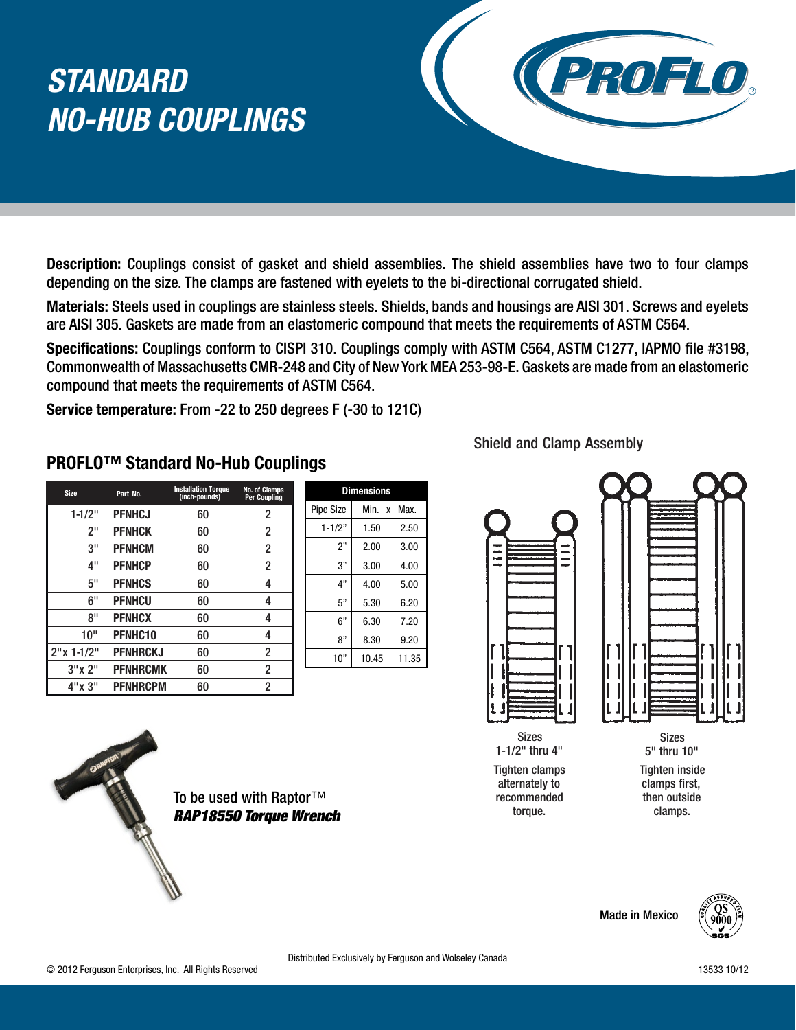# STANDARD NO-HUB COUPLINGS

PROFLO®

**Description:** Couplings consist of gasket and shield assemblies. The shield assemblies have two to four clamps depending on the size. The clamps are fastened with eyelets to the bi-directional corrugated shield.

**Materials:** Steels used in couplings are stainless steels. Shields, bands and housings are AISI 301. Screws and eyelets are AISI 305. Gaskets are made from an elastomeric compound that meets the requirements of ASTM C564.

**Specifications:** Couplings conform to CISPI 310. Couplings comply with ASTM C564, ASTM C1277, IAPMO file #3198, Commonwealth of Massachusetts CMR-248 and City of New York MEA 253-98-E. Gaskets are made from an elastomeric compound that meets the requirements of ASTM C564.

**Service temperature:** From -22 to 250 degrees F (-30 to 121C)

## PROFLO™ Standard No-Hub Couplings

| Size | Part No. | Installation Torque (inch-pounds) | No. of Clamps Per Coupling |
|---|---|---|---|
| 1-1/2" | PFNHCJ | 60 | 2 |
| 2" | PFNHCK | 60 | 2 |
| 3" | PFNHCM | 60 | 2 |
| 4" | PFNHCP | 60 | 2 |
| 5" | PFNHCS | 60 | 4 |
| 6" | PFNHCU | 60 | 4 |
| 8" | PFNHCX | 60 | 4 |
| 10" | PFNHC10 | 60 | 4 |
| 2"x 1-1/2" | PFNHRCKJ | 60 | 2 |
| 3"x 2" | PFNHRCMK | 60 | 2 |
| 4"x 3" | PFNHRCPM | 60 | 2 |

| Dimensions | | |
|---|---|---|
| Pipe Size | Min. x | Max. |
| 1-1/2" | 1.50 | 2.50 |
| 2" | 2.00 | 3.00 |
| 3" | 3.00 | 4.00 |
| 4" | 4.00 | 5.00 |
| 5" | 5.30 | 6.20 |
| 6" | 6.30 | 7.20 |
| 8" | 8.30 | 9.20 |
| 10" | 10.45 | 11.35 |

To be used with Raptor™ ***RAP18550 Torque Wrench***

Shield and Clamp Assembly

Sizes 1-1/2" thru 4"

Tighten clamps alternately to recommended torque.

Sizes 5" thru 10"

Tighten inside clamps first, then outside clamps.

Made in Mexico

Distributed Exclusively by Ferguson and Wolseley Canada

© 2012 Ferguson Enterprises, Inc. All Rights Reserved

13533 10/12